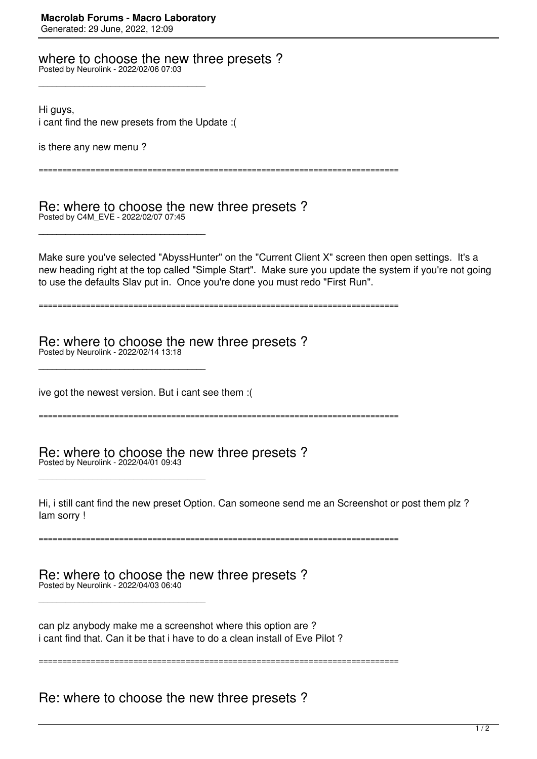**Macrolab Forums - Macro Laboratory**
Generated: 29 June, 2022, 12:09

## where to choose the new three presets ?
Posted by Neurolink - 2022/02/06 07:03

_____________________________________

Hi guys,
i cant find the new presets from the Update :(

is there any new menu ?

============================================================================

## Re: where to choose the new three presets ?
Posted by C4M_EVE - 2022/02/07 07:45

_____________________________________

Make sure you've selected "AbyssHunter" on the "Current Client X" screen then open settings. It's a new heading right at the top called "Simple Start". Make sure you update the system if you're not going to use the defaults Slav put in. Once you're done you must redo "First Run".

============================================================================

## Re: where to choose the new three presets ?
Posted by Neurolink - 2022/02/14 13:18

_____________________________________

ive got the newest version. But i cant see them :(

============================================================================

## Re: where to choose the new three presets ?
Posted by Neurolink - 2022/04/01 09:43

_____________________________________

Hi, i still cant find the new preset Option. Can someone send me an Screenshot or post them plz ?
Iam sorry !

============================================================================

## Re: where to choose the new three presets ?
Posted by Neurolink - 2022/04/03 06:40

_____________________________________

can plz anybody make me a screenshot where this option are ?
i cant find that. Can it be that i have to do a clean install of Eve Pilot ?

============================================================================

## Re: where to choose the new three presets ?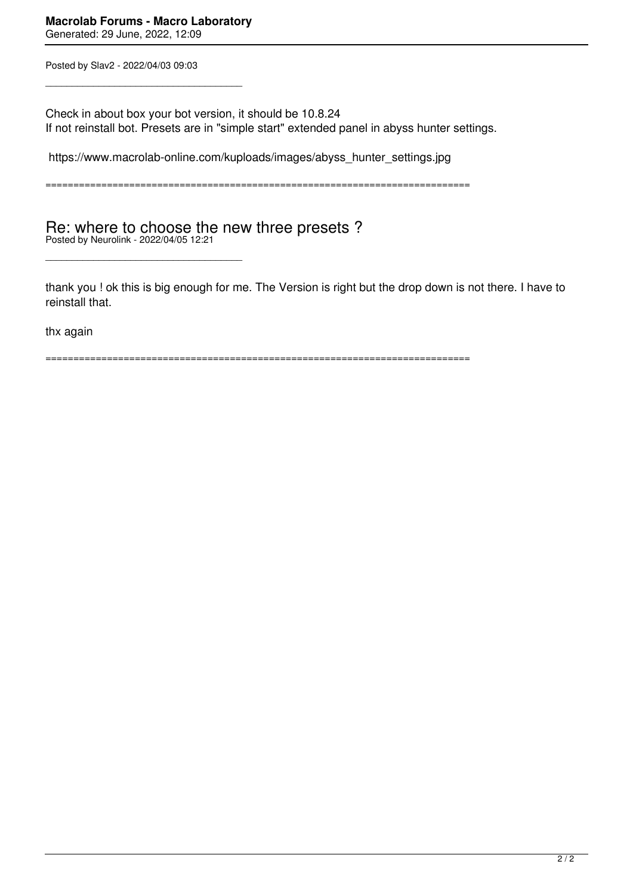Posted by Slav2 - 2022/04/03 09:03

_____________________________________

Check in about box your bot version, it should be 10.8.24
If not reinstall bot. Presets are in "simple start" extended panel in abyss hunter settings.

https://www.macrolab-online.com/kuploads/images/abyss_hunter_settings.jpg

============================================================================

## Re: where to choose the new three presets ?

Posted by Neurolink - 2022/04/05 12:21

_____________________________________

thank you ! ok this is big enough for me. The Version is right but the drop down is not there. I have to reinstall that.

thx again

============================================================================